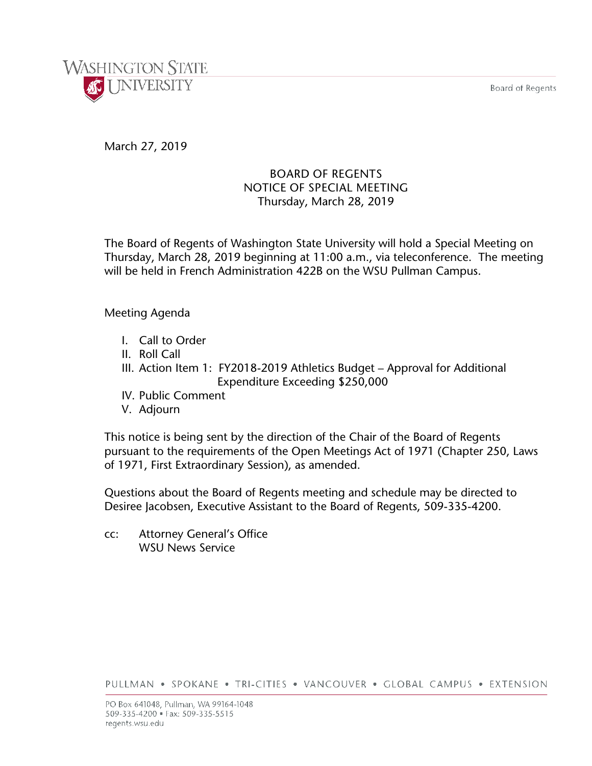Washington State University

Board of Regents

March 27, 2019

# BOARD OF REGENTS
## NOTICE OF SPECIAL MEETING
### Thursday, March 28, 2019

The Board of Regents of Washington State University will hold a Special Meeting on Thursday, March 28, 2019 beginning at 11:00 a.m., via teleconference. The meeting will be held in French Administration 422B on the WSU Pullman Campus.

Meeting Agenda

I. Call to Order
II. Roll Call
III. Action Item 1: FY2018-2019 Athletics Budget – Approval for Additional Expenditure Exceeding $250,000
IV. Public Comment
V. Adjourn

This notice is being sent by the direction of the Chair of the Board of Regents pursuant to the requirements of the Open Meetings Act of 1971 (Chapter 250, Laws of 1971, First Extraordinary Session), as amended.

Questions about the Board of Regents meeting and schedule may be directed to Desiree Jacobsen, Executive Assistant to the Board of Regents, 509-335-4200.

cc: Attorney General's Office
WSU News Service

PULLMAN • SPOKANE • TRI-CITIES • VANCOUVER • GLOBAL CAMPUS • EXTENSION

PO Box 641048, Pullman, WA 99164-1048
509-335-4200 • Fax: 509-335-5515
regents.wsu.edu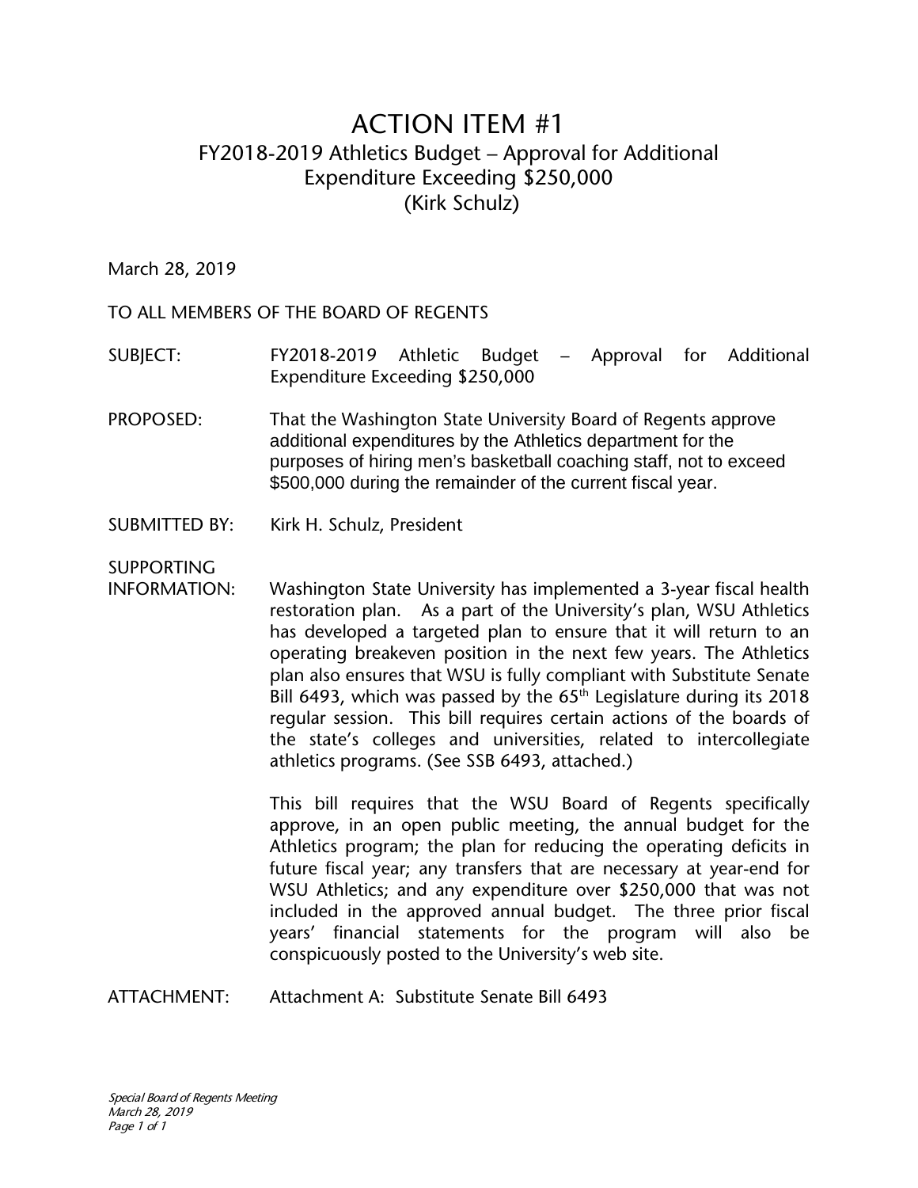# ACTION ITEM #1

## FY2018-2019 Athletics Budget – Approval for Additional Expenditure Exceeding $250,000

## (Kirk Schulz)

March 28, 2019

TO ALL MEMBERS OF THE BOARD OF REGENTS

SUBJECT: FY2018-2019 Athletic Budget – Approval for Additional Expenditure Exceeding $250,000

PROPOSED: That the Washington State University Board of Regents approve additional expenditures by the Athletics department for the purposes of hiring men's basketball coaching staff, not to exceed $500,000 during the remainder of the current fiscal year.

SUBMITTED BY: Kirk H. Schulz, President

SUPPORTING INFORMATION: Washington State University has implemented a 3-year fiscal health restoration plan. As a part of the University's plan, WSU Athletics has developed a targeted plan to ensure that it will return to an operating breakeven position in the next few years. The Athletics plan also ensures that WSU is fully compliant with Substitute Senate Bill 6493, which was passed by the 65th Legislature during its 2018 regular session. This bill requires certain actions of the boards of the state's colleges and universities, related to intercollegiate athletics programs. (See SSB 6493, attached.)

This bill requires that the WSU Board of Regents specifically approve, in an open public meeting, the annual budget for the Athletics program; the plan for reducing the operating deficits in future fiscal year; any transfers that are necessary at year-end for WSU Athletics; and any expenditure over $250,000 that was not included in the approved annual budget. The three prior fiscal years' financial statements for the program will also be conspicuously posted to the University's web site.

ATTACHMENT: Attachment A: Substitute Senate Bill 6493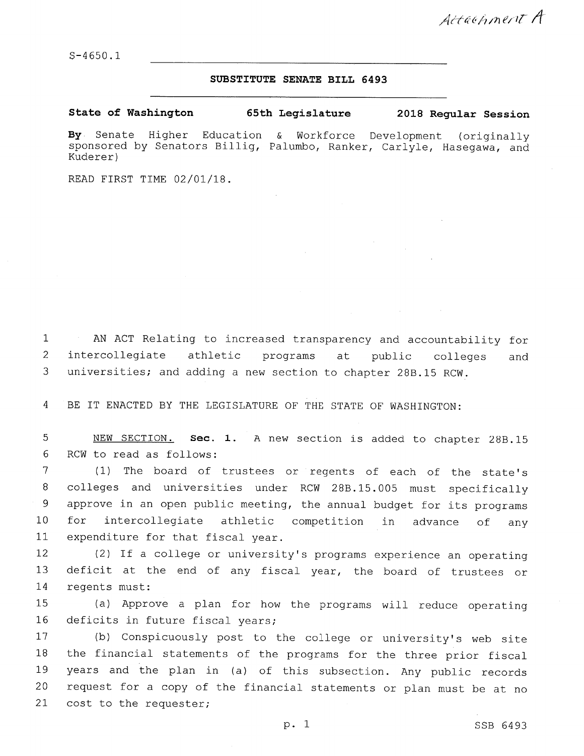*Attachment A*

S-4650.1

**SUBSTITUTE SENATE BILL 6493**

**State of Washington** **65th Legislature** **2018 Regular Session**

**By** Senate Higher Education & Workforce Development (originally sponsored by Senators Billig, Palumbo, Ranker, Carlyle, Hasegawa, and Kuderer)

READ FIRST TIME 02/01/18.

AN ACT Relating to increased transparency and accountability for intercollegiate athletic programs at public colleges and universities; and adding a new section to chapter 28B.15 RCW.

BE IT ENACTED BY THE LEGISLATURE OF THE STATE OF WASHINGTON:

NEW SECTION. **Sec. 1.** A new section is added to chapter 28B.15 RCW to read as follows:

(1) The board of trustees or regents of each of the state's colleges and universities under RCW 28B.15.005 must specifically approve in an open public meeting, the annual budget for its programs for intercollegiate athletic competition in advance of any expenditure for that fiscal year.

(2) If a college or university's programs experience an operating deficit at the end of any fiscal year, the board of trustees or regents must:

(a) Approve a plan for how the programs will reduce operating deficits in future fiscal years;

(b) Conspicuously post to the college or university's web site the financial statements of the programs for the three prior fiscal years and the plan in (a) of this subsection. Any public records request for a copy of the financial statements or plan must be at no cost to the requester;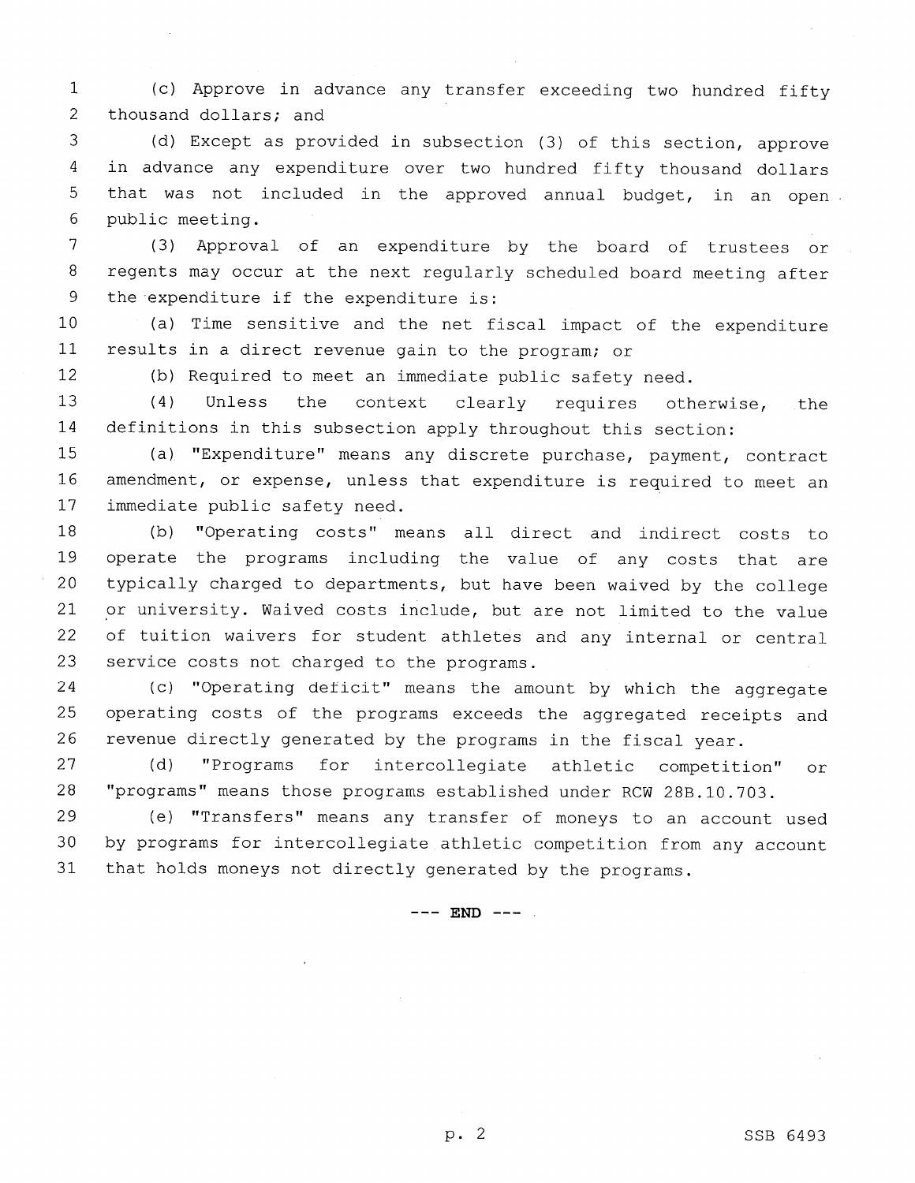(c) Approve in advance any transfer exceeding two hundred fifty thousand dollars; and

(d) Except as provided in subsection (3) of this section, approve in advance any expenditure over two hundred fifty thousand dollars that was not included in the approved annual budget, in an open public meeting.

(3) Approval of an expenditure by the board of trustees or regents may occur at the next regularly scheduled board meeting after the expenditure if the expenditure is:

(a) Time sensitive and the net fiscal impact of the expenditure results in a direct revenue gain to the program; or

(b) Required to meet an immediate public safety need.

(4) Unless the context clearly requires otherwise, the definitions in this subsection apply throughout this section:

(a) "Expenditure" means any discrete purchase, payment, contract amendment, or expense, unless that expenditure is required to meet an immediate public safety need.

(b) "Operating costs" means all direct and indirect costs to operate the programs including the value of any costs that are typically charged to departments, but have been waived by the college or university. Waived costs include, but are not limited to the value of tuition waivers for student athletes and any internal or central service costs not charged to the programs.

(c) "Operating deficit" means the amount by which the aggregate operating costs of the programs exceeds the aggregated receipts and revenue directly generated by the programs in the fiscal year.

(d) "Programs for intercollegiate athletic competition" or "programs" means those programs established under RCW 28B.10.703.

(e) "Transfers" means any transfer of moneys to an account used by programs for intercollegiate athletic competition from any account that holds moneys not directly generated by the programs.

--- END ---